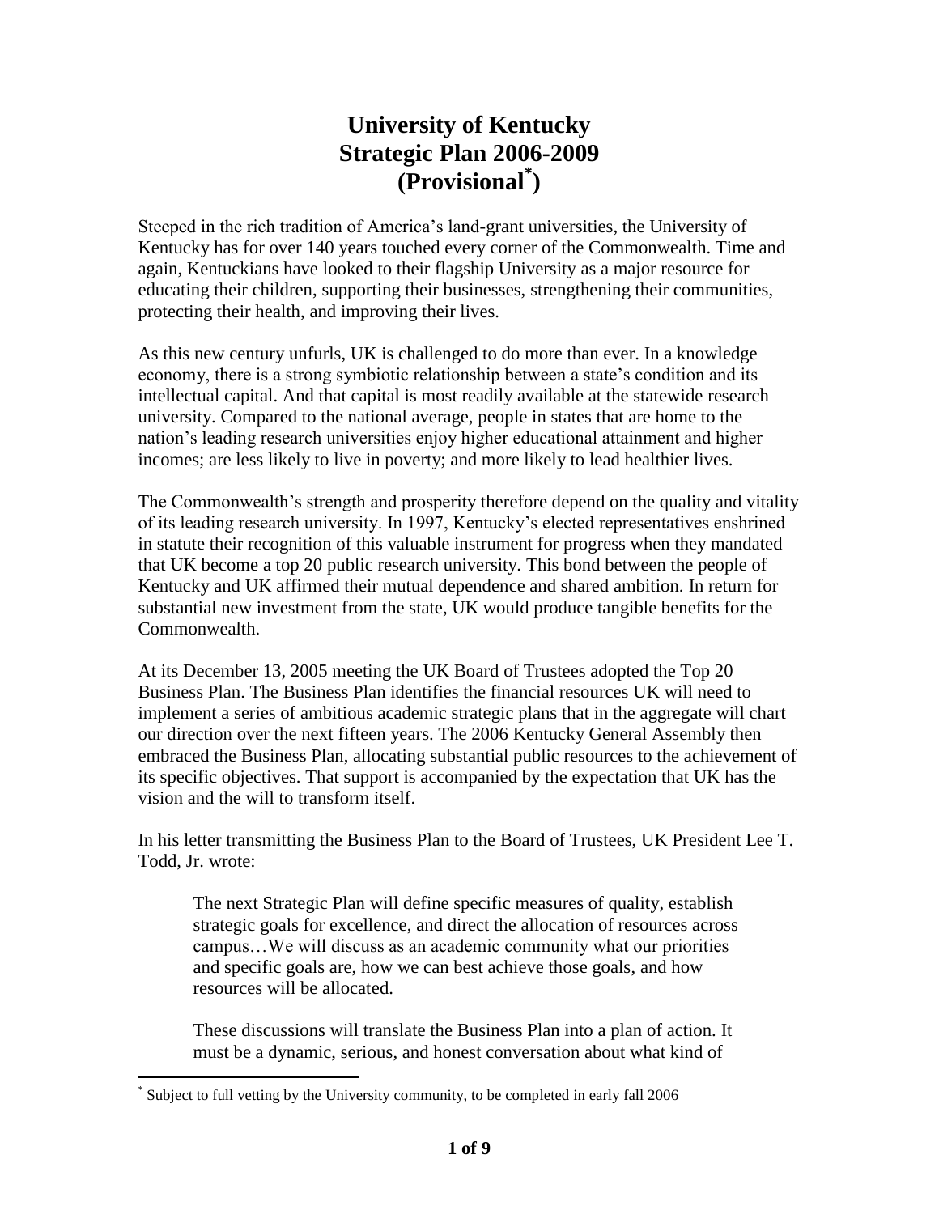# University of Kentucky Strategic Plan 2006-2009 (Provisional*)

Steeped in the rich tradition of America's land-grant universities, the University of Kentucky has for over 140 years touched every corner of the Commonwealth. Time and again, Kentuckians have looked to their flagship University as a major resource for educating their children, supporting their businesses, strengthening their communities, protecting their health, and improving their lives.

As this new century unfurls, UK is challenged to do more than ever. In a knowledge economy, there is a strong symbiotic relationship between a state's condition and its intellectual capital. And that capital is most readily available at the statewide research university. Compared to the national average, people in states that are home to the nation's leading research universities enjoy higher educational attainment and higher incomes; are less likely to live in poverty; and more likely to lead healthier lives.

The Commonwealth's strength and prosperity therefore depend on the quality and vitality of its leading research university. In 1997, Kentucky's elected representatives enshrined in statute their recognition of this valuable instrument for progress when they mandated that UK become a top 20 public research university. This bond between the people of Kentucky and UK affirmed their mutual dependence and shared ambition. In return for substantial new investment from the state, UK would produce tangible benefits for the Commonwealth.

At its December 13, 2005 meeting the UK Board of Trustees adopted the Top 20 Business Plan. The Business Plan identifies the financial resources UK will need to implement a series of ambitious academic strategic plans that in the aggregate will chart our direction over the next fifteen years. The 2006 Kentucky General Assembly then embraced the Business Plan, allocating substantial public resources to the achievement of its specific objectives. That support is accompanied by the expectation that UK has the vision and the will to transform itself.

In his letter transmitting the Business Plan to the Board of Trustees, UK President Lee T. Todd, Jr. wrote:

> The next Strategic Plan will define specific measures of quality, establish strategic goals for excellence, and direct the allocation of resources across campus…We will discuss as an academic community what our priorities and specific goals are, how we can best achieve those goals, and how resources will be allocated.
>
> These discussions will translate the Business Plan into a plan of action. It must be a dynamic, serious, and honest conversation about what kind of

---

* Subject to full vetting by the University community, to be completed in early fall 2006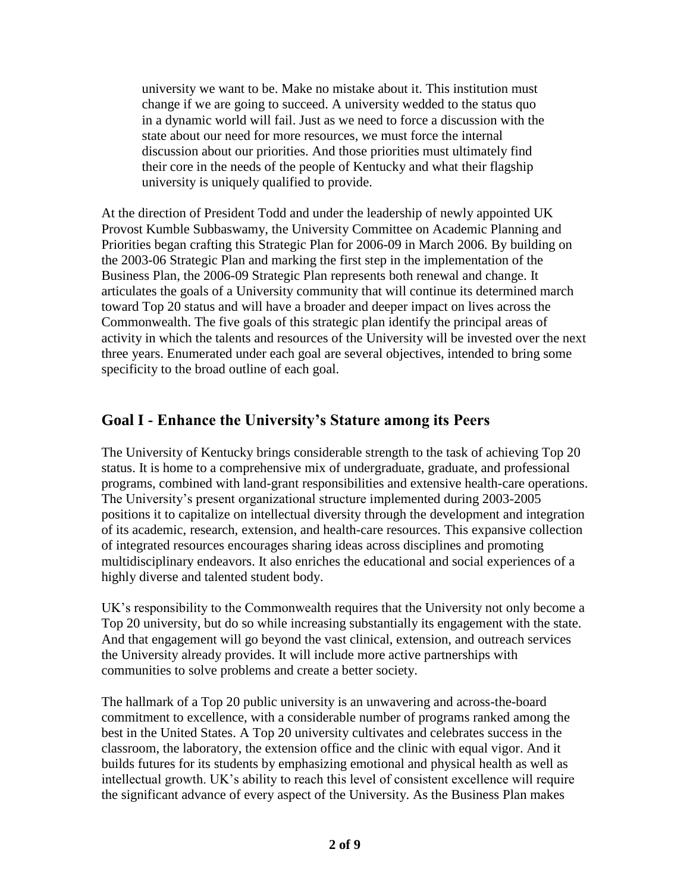> university we want to be. Make no mistake about it. This institution must change if we are going to succeed. A university wedded to the status quo in a dynamic world will fail. Just as we need to force a discussion with the state about our need for more resources, we must force the internal discussion about our priorities. And those priorities must ultimately find their core in the needs of the people of Kentucky and what their flagship university is uniquely qualified to provide.

At the direction of President Todd and under the leadership of newly appointed UK Provost Kumble Subbaswamy, the University Committee on Academic Planning and Priorities began crafting this Strategic Plan for 2006-09 in March 2006. By building on the 2003-06 Strategic Plan and marking the first step in the implementation of the Business Plan, the 2006-09 Strategic Plan represents both renewal and change. It articulates the goals of a University community that will continue its determined march toward Top 20 status and will have a broader and deeper impact on lives across the Commonwealth. The five goals of this strategic plan identify the principal areas of activity in which the talents and resources of the University will be invested over the next three years. Enumerated under each goal are several objectives, intended to bring some specificity to the broad outline of each goal.

## Goal I - Enhance the University's Stature among its Peers

The University of Kentucky brings considerable strength to the task of achieving Top 20 status. It is home to a comprehensive mix of undergraduate, graduate, and professional programs, combined with land-grant responsibilities and extensive health-care operations. The University's present organizational structure implemented during 2003-2005 positions it to capitalize on intellectual diversity through the development and integration of its academic, research, extension, and health-care resources. This expansive collection of integrated resources encourages sharing ideas across disciplines and promoting multidisciplinary endeavors. It also enriches the educational and social experiences of a highly diverse and talented student body.

UK's responsibility to the Commonwealth requires that the University not only become a Top 20 university, but do so while increasing substantially its engagement with the state. And that engagement will go beyond the vast clinical, extension, and outreach services the University already provides. It will include more active partnerships with communities to solve problems and create a better society.

The hallmark of a Top 20 public university is an unwavering and across-the-board commitment to excellence, with a considerable number of programs ranked among the best in the United States. A Top 20 university cultivates and celebrates success in the classroom, the laboratory, the extension office and the clinic with equal vigor. And it builds futures for its students by emphasizing emotional and physical health as well as intellectual growth. UK's ability to reach this level of consistent excellence will require the significant advance of every aspect of the University. As the Business Plan makes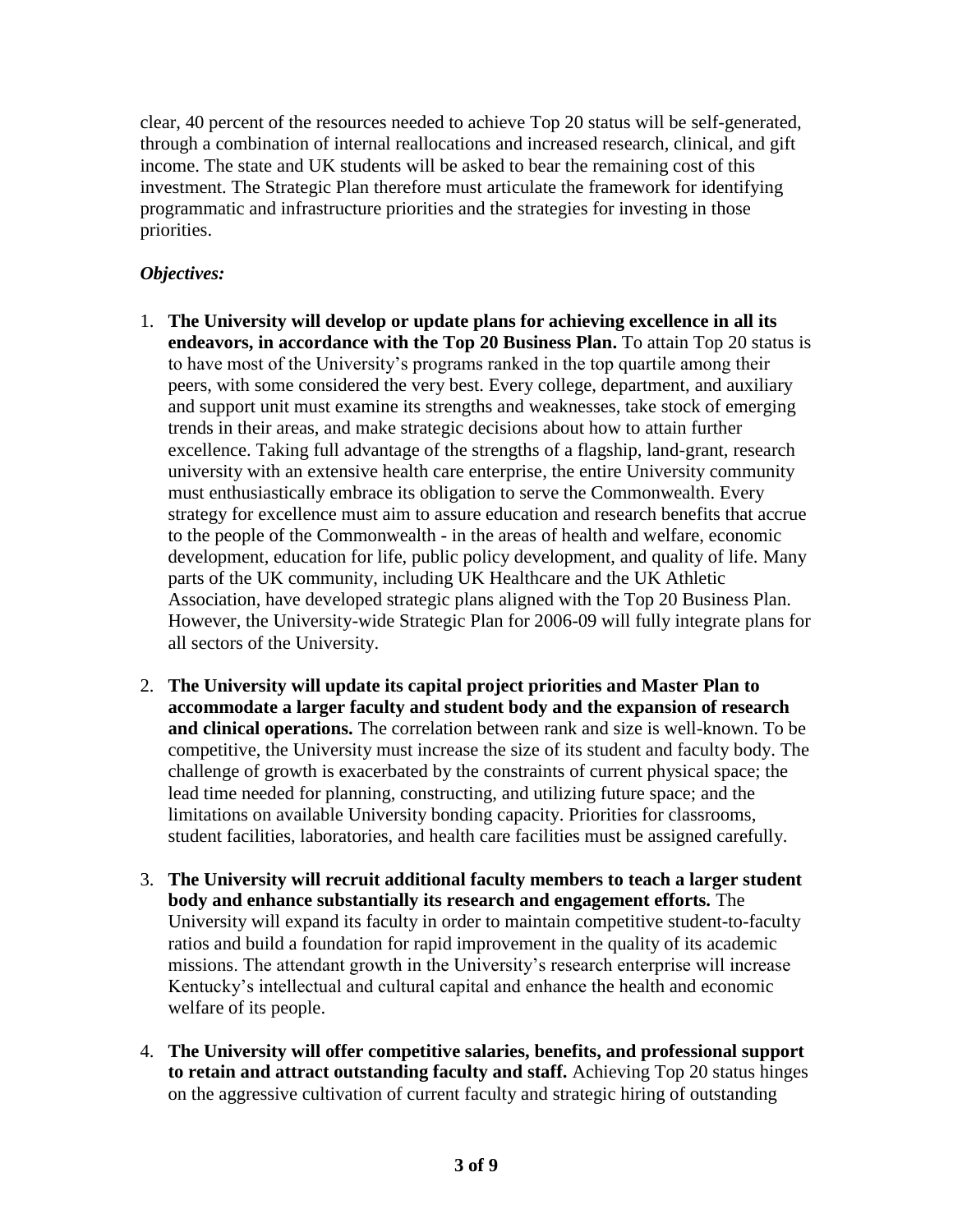clear, 40 percent of the resources needed to achieve Top 20 status will be self-generated, through a combination of internal reallocations and increased research, clinical, and gift income. The state and UK students will be asked to bear the remaining cost of this investment. The Strategic Plan therefore must articulate the framework for identifying programmatic and infrastructure priorities and the strategies for investing in those priorities.

***Objectives:***

1. **The University will develop or update plans for achieving excellence in all its endeavors, in accordance with the Top 20 Business Plan.** To attain Top 20 status is to have most of the University's programs ranked in the top quartile among their peers, with some considered the very best. Every college, department, and auxiliary and support unit must examine its strengths and weaknesses, take stock of emerging trends in their areas, and make strategic decisions about how to attain further excellence. Taking full advantage of the strengths of a flagship, land-grant, research university with an extensive health care enterprise, the entire University community must enthusiastically embrace its obligation to serve the Commonwealth. Every strategy for excellence must aim to assure education and research benefits that accrue to the people of the Commonwealth - in the areas of health and welfare, economic development, education for life, public policy development, and quality of life. Many parts of the UK community, including UK Healthcare and the UK Athletic Association, have developed strategic plans aligned with the Top 20 Business Plan. However, the University-wide Strategic Plan for 2006-09 will fully integrate plans for all sectors of the University.

2. **The University will update its capital project priorities and Master Plan to accommodate a larger faculty and student body and the expansion of research and clinical operations.** The correlation between rank and size is well-known. To be competitive, the University must increase the size of its student and faculty body. The challenge of growth is exacerbated by the constraints of current physical space; the lead time needed for planning, constructing, and utilizing future space; and the limitations on available University bonding capacity. Priorities for classrooms, student facilities, laboratories, and health care facilities must be assigned carefully.

3. **The University will recruit additional faculty members to teach a larger student body and enhance substantially its research and engagement efforts.** The University will expand its faculty in order to maintain competitive student-to-faculty ratios and build a foundation for rapid improvement in the quality of its academic missions. The attendant growth in the University's research enterprise will increase Kentucky's intellectual and cultural capital and enhance the health and economic welfare of its people.

4. **The University will offer competitive salaries, benefits, and professional support to retain and attract outstanding faculty and staff.** Achieving Top 20 status hinges on the aggressive cultivation of current faculty and strategic hiring of outstanding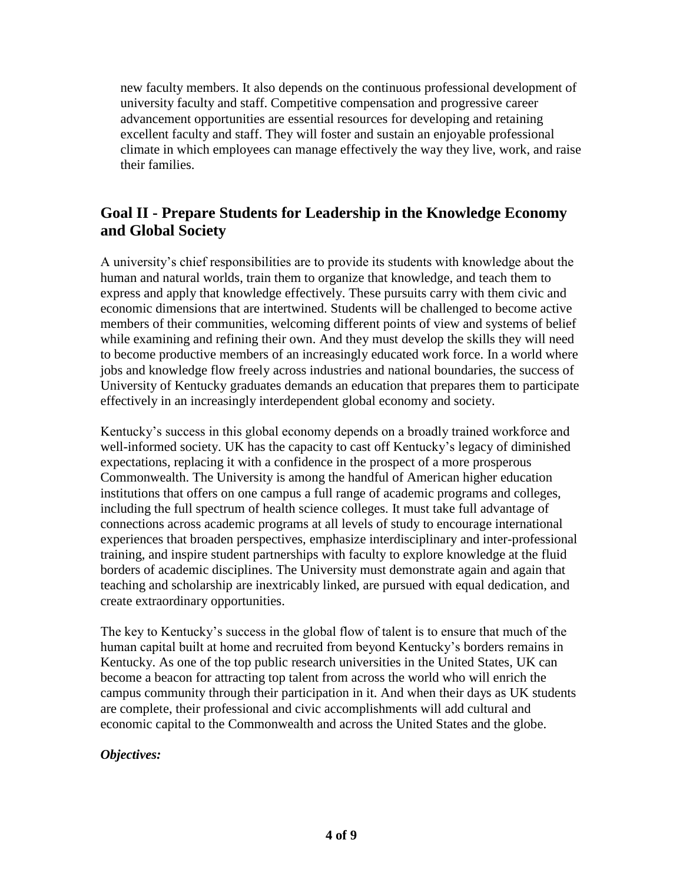new faculty members. It also depends on the continuous professional development of university faculty and staff. Competitive compensation and progressive career advancement opportunities are essential resources for developing and retaining excellent faculty and staff. They will foster and sustain an enjoyable professional climate in which employees can manage effectively the way they live, work, and raise their families.

## Goal II - Prepare Students for Leadership in the Knowledge Economy and Global Society

A university's chief responsibilities are to provide its students with knowledge about the human and natural worlds, train them to organize that knowledge, and teach them to express and apply that knowledge effectively. These pursuits carry with them civic and economic dimensions that are intertwined. Students will be challenged to become active members of their communities, welcoming different points of view and systems of belief while examining and refining their own. And they must develop the skills they will need to become productive members of an increasingly educated work force. In a world where jobs and knowledge flow freely across industries and national boundaries, the success of University of Kentucky graduates demands an education that prepares them to participate effectively in an increasingly interdependent global economy and society.

Kentucky's success in this global economy depends on a broadly trained workforce and well-informed society. UK has the capacity to cast off Kentucky's legacy of diminished expectations, replacing it with a confidence in the prospect of a more prosperous Commonwealth. The University is among the handful of American higher education institutions that offers on one campus a full range of academic programs and colleges, including the full spectrum of health science colleges. It must take full advantage of connections across academic programs at all levels of study to encourage international experiences that broaden perspectives, emphasize interdisciplinary and inter-professional training, and inspire student partnerships with faculty to explore knowledge at the fluid borders of academic disciplines. The University must demonstrate again and again that teaching and scholarship are inextricably linked, are pursued with equal dedication, and create extraordinary opportunities.

The key to Kentucky's success in the global flow of talent is to ensure that much of the human capital built at home and recruited from beyond Kentucky's borders remains in Kentucky. As one of the top public research universities in the United States, UK can become a beacon for attracting top talent from across the world who will enrich the campus community through their participation in it. And when their days as UK students are complete, their professional and civic accomplishments will add cultural and economic capital to the Commonwealth and across the United States and the globe.

***Objectives:***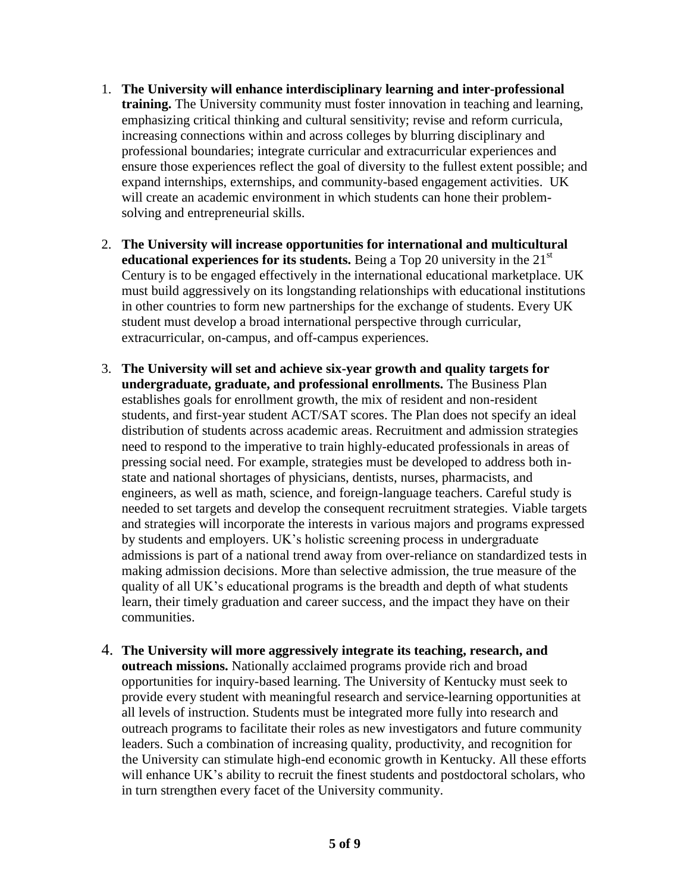1. **The University will enhance interdisciplinary learning and inter-professional training.** The University community must foster innovation in teaching and learning, emphasizing critical thinking and cultural sensitivity; revise and reform curricula, increasing connections within and across colleges by blurring disciplinary and professional boundaries; integrate curricular and extracurricular experiences and ensure those experiences reflect the goal of diversity to the fullest extent possible; and expand internships, externships, and community-based engagement activities. UK will create an academic environment in which students can hone their problem-solving and entrepreneurial skills.

2. **The University will increase opportunities for international and multicultural educational experiences for its students.** Being a Top 20 university in the 21st Century is to be engaged effectively in the international educational marketplace. UK must build aggressively on its longstanding relationships with educational institutions in other countries to form new partnerships for the exchange of students. Every UK student must develop a broad international perspective through curricular, extracurricular, on-campus, and off-campus experiences.

3. **The University will set and achieve six-year growth and quality targets for undergraduate, graduate, and professional enrollments.** The Business Plan establishes goals for enrollment growth, the mix of resident and non-resident students, and first-year student ACT/SAT scores. The Plan does not specify an ideal distribution of students across academic areas. Recruitment and admission strategies need to respond to the imperative to train highly-educated professionals in areas of pressing social need. For example, strategies must be developed to address both in-state and national shortages of physicians, dentists, nurses, pharmacists, and engineers, as well as math, science, and foreign-language teachers. Careful study is needed to set targets and develop the consequent recruitment strategies. Viable targets and strategies will incorporate the interests in various majors and programs expressed by students and employers. UK's holistic screening process in undergraduate admissions is part of a national trend away from over-reliance on standardized tests in making admission decisions. More than selective admission, the true measure of the quality of all UK's educational programs is the breadth and depth of what students learn, their timely graduation and career success, and the impact they have on their communities.

4. **The University will more aggressively integrate its teaching, research, and outreach missions.** Nationally acclaimed programs provide rich and broad opportunities for inquiry-based learning. The University of Kentucky must seek to provide every student with meaningful research and service-learning opportunities at all levels of instruction. Students must be integrated more fully into research and outreach programs to facilitate their roles as new investigators and future community leaders. Such a combination of increasing quality, productivity, and recognition for the University can stimulate high-end economic growth in Kentucky. All these efforts will enhance UK's ability to recruit the finest students and postdoctoral scholars, who in turn strengthen every facet of the University community.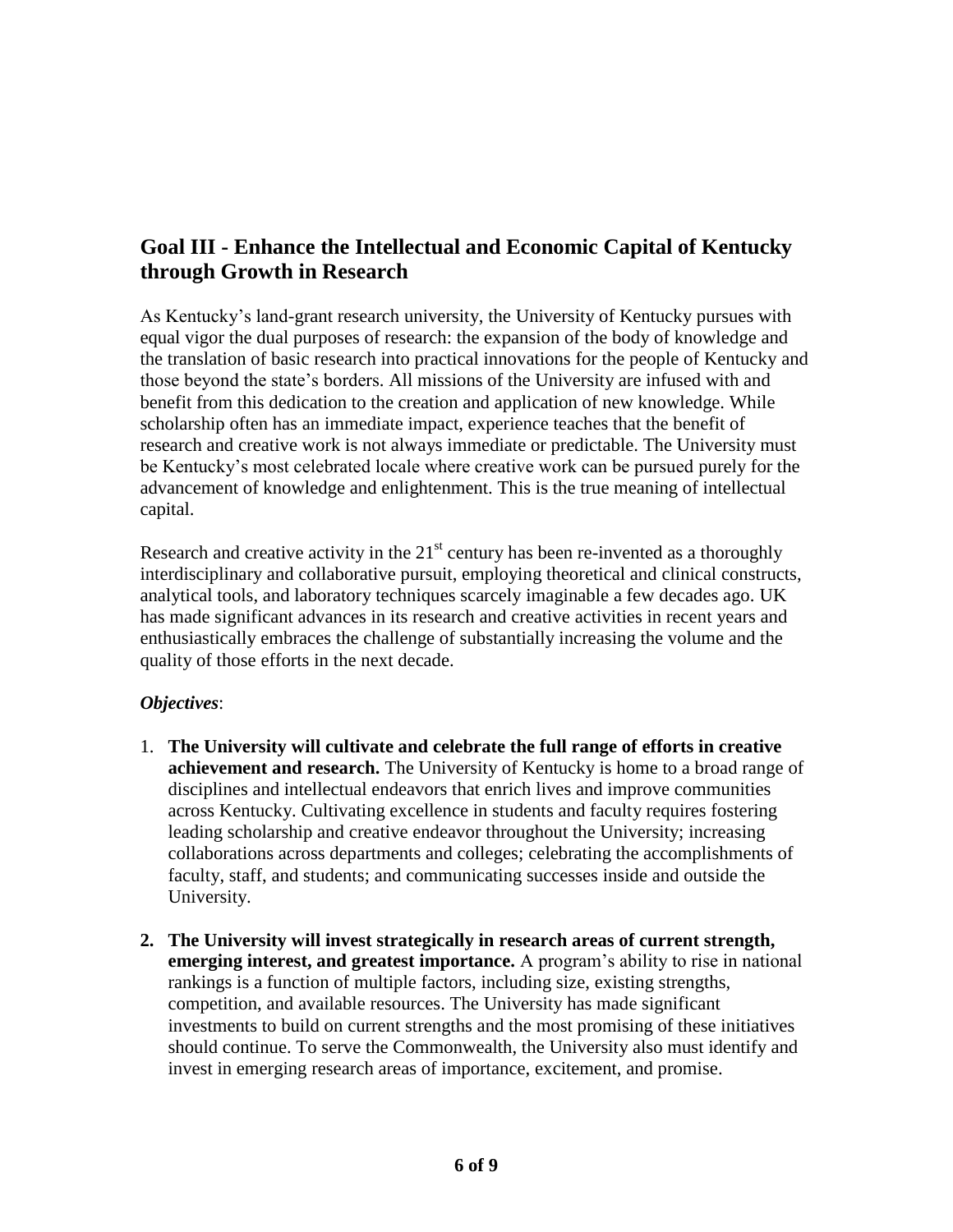## Goal III - Enhance the Intellectual and Economic Capital of Kentucky through Growth in Research

As Kentucky's land-grant research university, the University of Kentucky pursues with equal vigor the dual purposes of research: the expansion of the body of knowledge and the translation of basic research into practical innovations for the people of Kentucky and those beyond the state's borders. All missions of the University are infused with and benefit from this dedication to the creation and application of new knowledge. While scholarship often has an immediate impact, experience teaches that the benefit of research and creative work is not always immediate or predictable. The University must be Kentucky's most celebrated locale where creative work can be pursued purely for the advancement of knowledge and enlightenment. This is the true meaning of intellectual capital.

Research and creative activity in the 21st century has been re-invented as a thoroughly interdisciplinary and collaborative pursuit, employing theoretical and clinical constructs, analytical tools, and laboratory techniques scarcely imaginable a few decades ago. UK has made significant advances in its research and creative activities in recent years and enthusiastically embraces the challenge of substantially increasing the volume and the quality of those efforts in the next decade.

***Objectives***:

1. **The University will cultivate and celebrate the full range of efforts in creative achievement and research.** The University of Kentucky is home to a broad range of disciplines and intellectual endeavors that enrich lives and improve communities across Kentucky. Cultivating excellence in students and faculty requires fostering leading scholarship and creative endeavor throughout the University; increasing collaborations across departments and colleges; celebrating the accomplishments of faculty, staff, and students; and communicating successes inside and outside the University.

2. **The University will invest strategically in research areas of current strength, emerging interest, and greatest importance.** A program's ability to rise in national rankings is a function of multiple factors, including size, existing strengths, competition, and available resources. The University has made significant investments to build on current strengths and the most promising of these initiatives should continue. To serve the Commonwealth, the University also must identify and invest in emerging research areas of importance, excitement, and promise.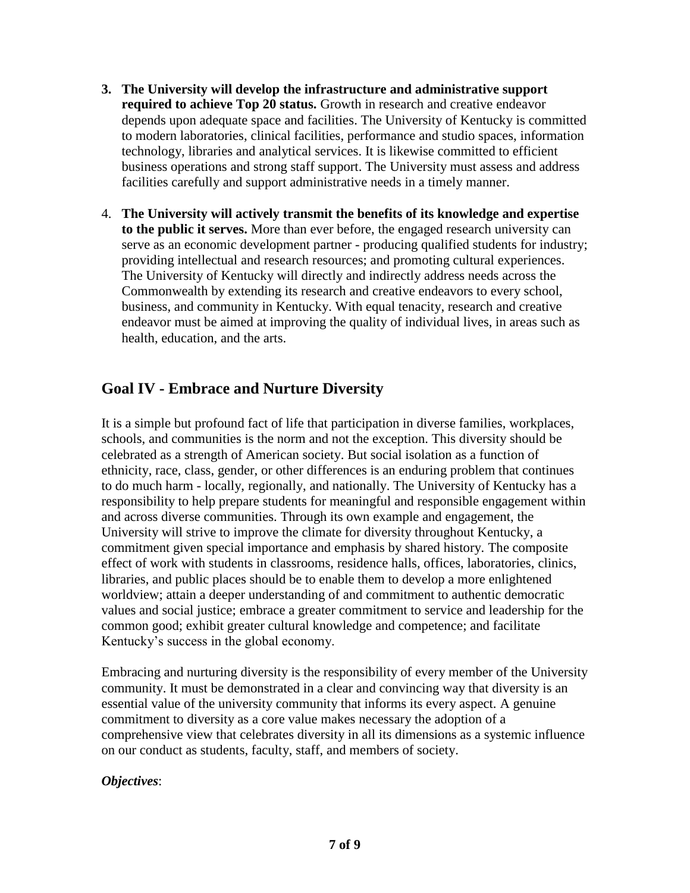3. **The University will develop the infrastructure and administrative support required to achieve Top 20 status.** Growth in research and creative endeavor depends upon adequate space and facilities. The University of Kentucky is committed to modern laboratories, clinical facilities, performance and studio spaces, information technology, libraries and analytical services. It is likewise committed to efficient business operations and strong staff support. The University must assess and address facilities carefully and support administrative needs in a timely manner.

4. **The University will actively transmit the benefits of its knowledge and expertise to the public it serves.** More than ever before, the engaged research university can serve as an economic development partner - producing qualified students for industry; providing intellectual and research resources; and promoting cultural experiences. The University of Kentucky will directly and indirectly address needs across the Commonwealth by extending its research and creative endeavors to every school, business, and community in Kentucky. With equal tenacity, research and creative endeavor must be aimed at improving the quality of individual lives, in areas such as health, education, and the arts.

## Goal IV - Embrace and Nurture Diversity

It is a simple but profound fact of life that participation in diverse families, workplaces, schools, and communities is the norm and not the exception. This diversity should be celebrated as a strength of American society. But social isolation as a function of ethnicity, race, class, gender, or other differences is an enduring problem that continues to do much harm - locally, regionally, and nationally. The University of Kentucky has a responsibility to help prepare students for meaningful and responsible engagement within and across diverse communities. Through its own example and engagement, the University will strive to improve the climate for diversity throughout Kentucky, a commitment given special importance and emphasis by shared history. The composite effect of work with students in classrooms, residence halls, offices, laboratories, clinics, libraries, and public places should be to enable them to develop a more enlightened worldview; attain a deeper understanding of and commitment to authentic democratic values and social justice; embrace a greater commitment to service and leadership for the common good; exhibit greater cultural knowledge and competence; and facilitate Kentucky's success in the global economy.

Embracing and nurturing diversity is the responsibility of every member of the University community. It must be demonstrated in a clear and convincing way that diversity is an essential value of the university community that informs its every aspect. A genuine commitment to diversity as a core value makes necessary the adoption of a comprehensive view that celebrates diversity in all its dimensions as a systemic influence on our conduct as students, faculty, staff, and members of society.

***Objectives***: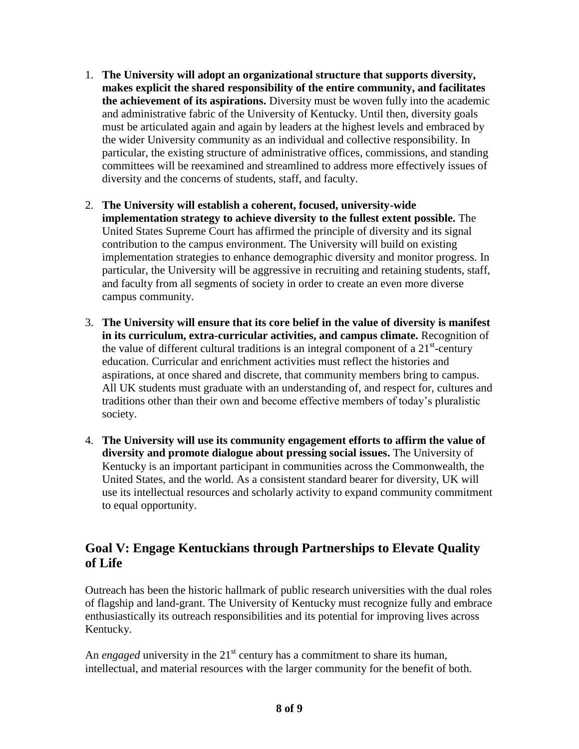1. **The University will adopt an organizational structure that supports diversity, makes explicit the shared responsibility of the entire community, and facilitates the achievement of its aspirations.** Diversity must be woven fully into the academic and administrative fabric of the University of Kentucky. Until then, diversity goals must be articulated again and again by leaders at the highest levels and embraced by the wider University community as an individual and collective responsibility. In particular, the existing structure of administrative offices, commissions, and standing committees will be reexamined and streamlined to address more effectively issues of diversity and the concerns of students, staff, and faculty.

2. **The University will establish a coherent, focused, university-wide implementation strategy to achieve diversity to the fullest extent possible.** The United States Supreme Court has affirmed the principle of diversity and its signal contribution to the campus environment. The University will build on existing implementation strategies to enhance demographic diversity and monitor progress. In particular, the University will be aggressive in recruiting and retaining students, staff, and faculty from all segments of society in order to create an even more diverse campus community.

3. **The University will ensure that its core belief in the value of diversity is manifest in its curriculum, extra-curricular activities, and campus climate.** Recognition of the value of different cultural traditions is an integral component of a 21st-century education. Curricular and enrichment activities must reflect the histories and aspirations, at once shared and discrete, that community members bring to campus. All UK students must graduate with an understanding of, and respect for, cultures and traditions other than their own and become effective members of today's pluralistic society.

4. **The University will use its community engagement efforts to affirm the value of diversity and promote dialogue about pressing social issues.** The University of Kentucky is an important participant in communities across the Commonwealth, the United States, and the world. As a consistent standard bearer for diversity, UK will use its intellectual resources and scholarly activity to expand community commitment to equal opportunity.

## Goal V: Engage Kentuckians through Partnerships to Elevate Quality of Life

Outreach has been the historic hallmark of public research universities with the dual roles of flagship and land-grant. The University of Kentucky must recognize fully and embrace enthusiastically its outreach responsibilities and its potential for improving lives across Kentucky.

An *engaged* university in the 21st century has a commitment to share its human, intellectual, and material resources with the larger community for the benefit of both.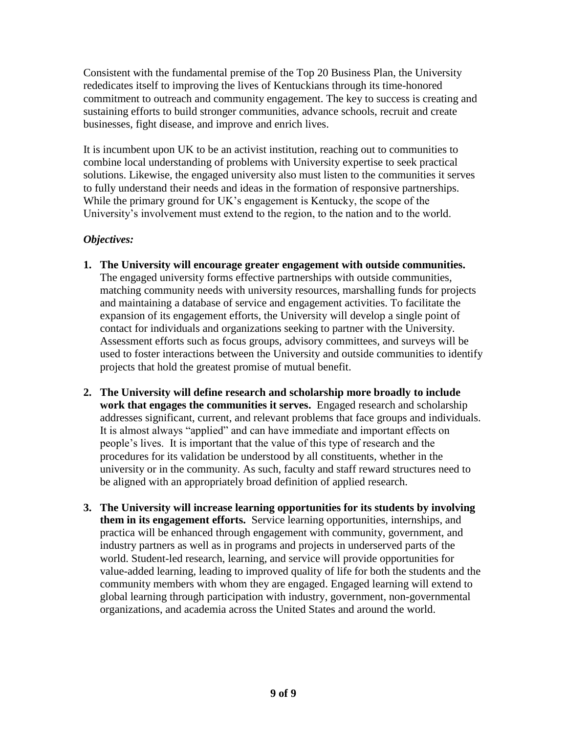Consistent with the fundamental premise of the Top 20 Business Plan, the University rededicates itself to improving the lives of Kentuckians through its time-honored commitment to outreach and community engagement. The key to success is creating and sustaining efforts to build stronger communities, advance schools, recruit and create businesses, fight disease, and improve and enrich lives.

It is incumbent upon UK to be an activist institution, reaching out to communities to combine local understanding of problems with University expertise to seek practical solutions. Likewise, the engaged university also must listen to the communities it serves to fully understand their needs and ideas in the formation of responsive partnerships. While the primary ground for UK's engagement is Kentucky, the scope of the University's involvement must extend to the region, to the nation and to the world.

***Objectives:***

1. **The University will encourage greater engagement with outside communities.** The engaged university forms effective partnerships with outside communities, matching community needs with university resources, marshalling funds for projects and maintaining a database of service and engagement activities. To facilitate the expansion of its engagement efforts, the University will develop a single point of contact for individuals and organizations seeking to partner with the University. Assessment efforts such as focus groups, advisory committees, and surveys will be used to foster interactions between the University and outside communities to identify projects that hold the greatest promise of mutual benefit.

2. **The University will define research and scholarship more broadly to include work that engages the communities it serves.** Engaged research and scholarship addresses significant, current, and relevant problems that face groups and individuals. It is almost always "applied" and can have immediate and important effects on people's lives. It is important that the value of this type of research and the procedures for its validation be understood by all constituents, whether in the university or in the community. As such, faculty and staff reward structures need to be aligned with an appropriately broad definition of applied research.

3. **The University will increase learning opportunities for its students by involving them in its engagement efforts.** Service learning opportunities, internships, and practica will be enhanced through engagement with community, government, and industry partners as well as in programs and projects in underserved parts of the world. Student-led research, learning, and service will provide opportunities for value-added learning, leading to improved quality of life for both the students and the community members with whom they are engaged. Engaged learning will extend to global learning through participation with industry, government, non-governmental organizations, and academia across the United States and around the world.